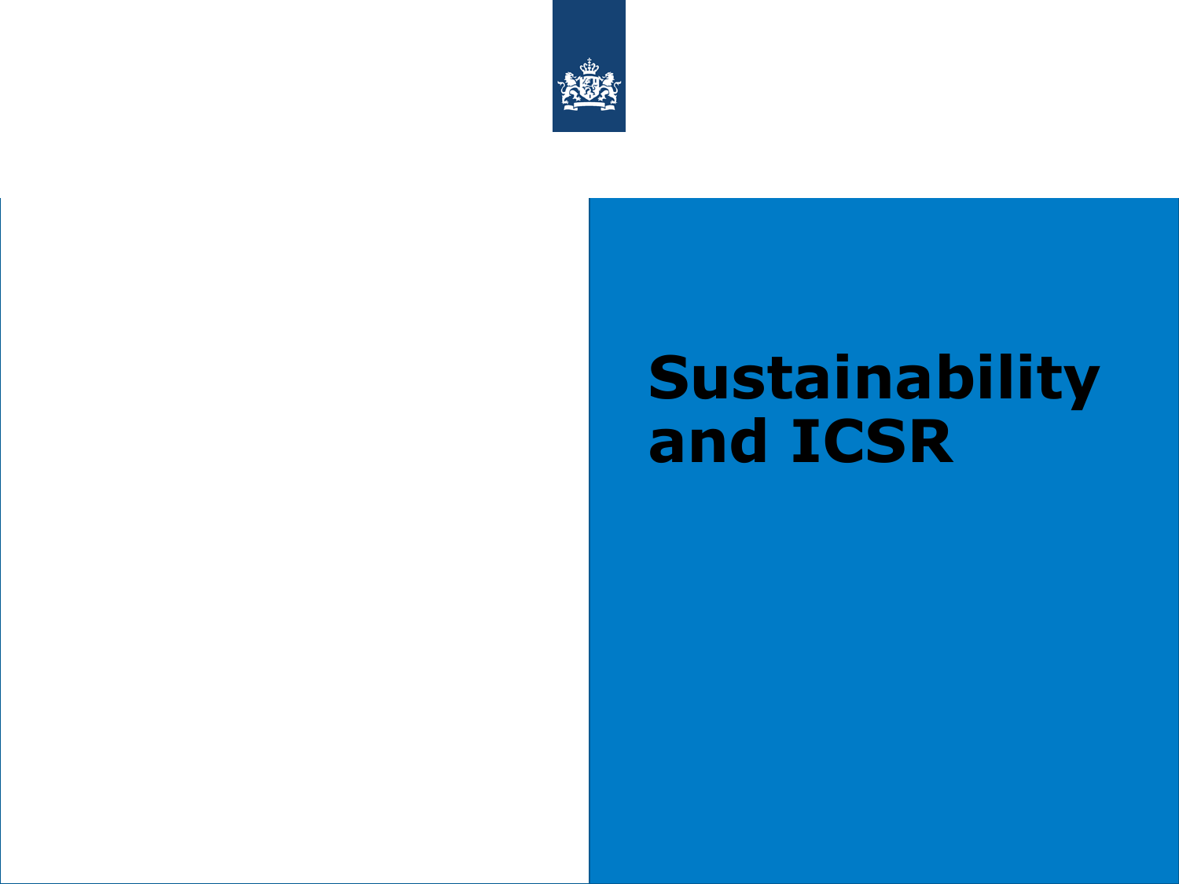# Sustainability and ICSR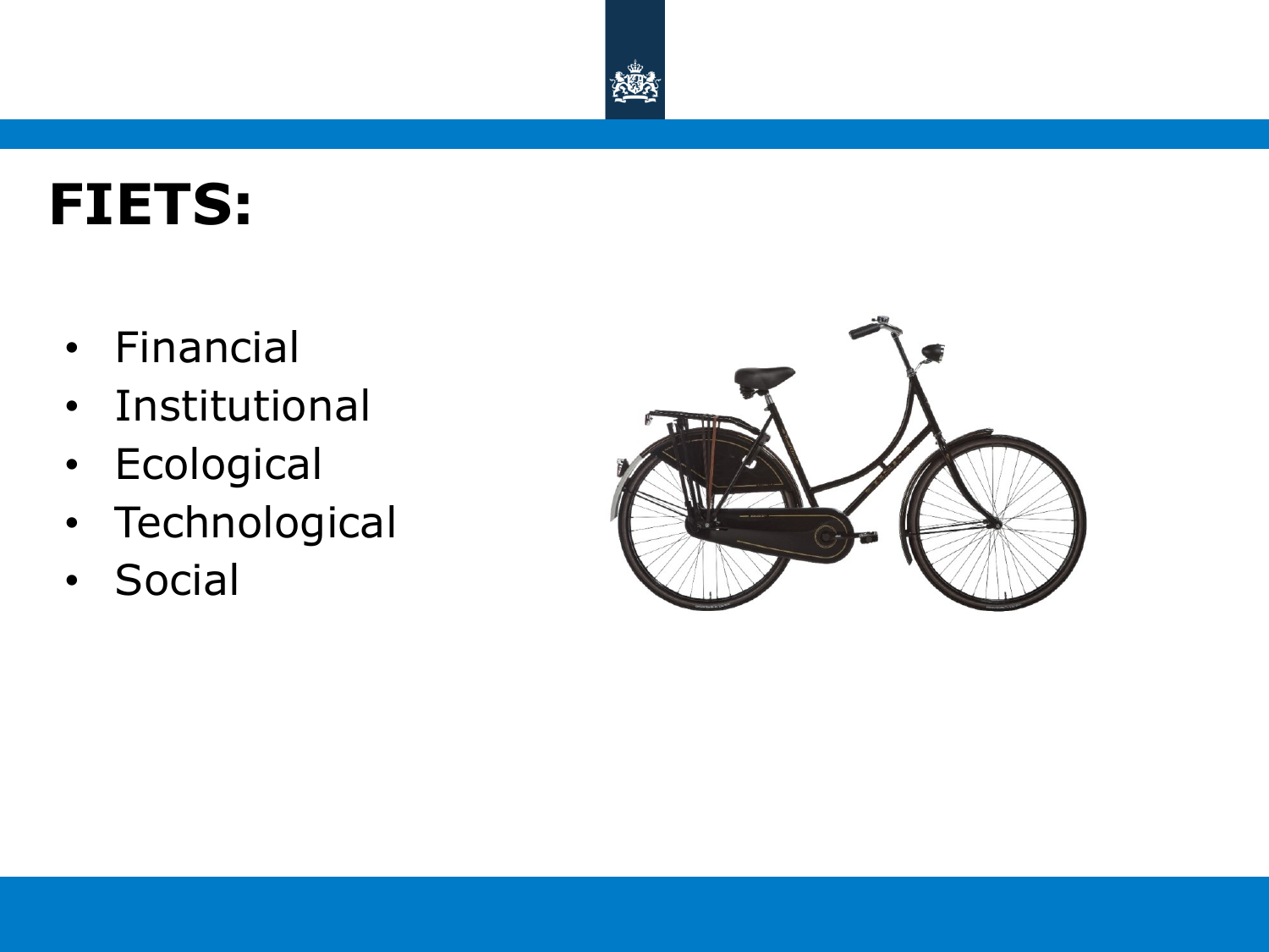# FIETS:

- Financial
- Institutional
- Ecological
- Technological
- Social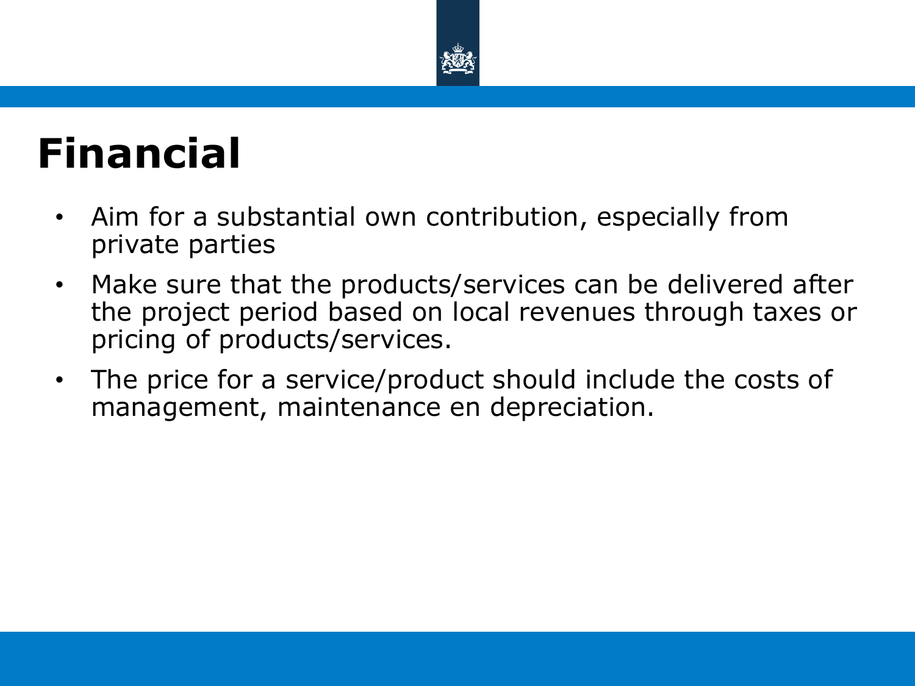# Financial

- Aim for a substantial own contribution, especially from private parties
- Make sure that the products/services can be delivered after the project period based on local revenues through taxes or pricing of products/services.
- The price for a service/product should include the costs of management, maintenance en depreciation.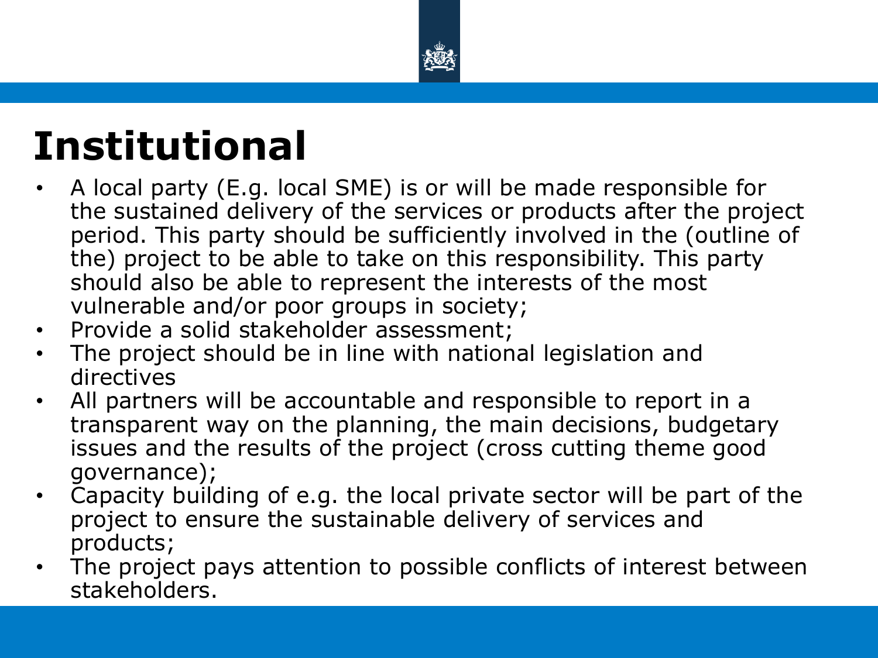# Institutional

- A local party (E.g. local SME) is or will be made responsible for the sustained delivery of the services or products after the project period. This party should be sufficiently involved in the (outline of the) project to be able to take on this responsibility. This party should also be able to represent the interests of the most vulnerable and/or poor groups in society;
- Provide a solid stakeholder assessment;
- The project should be in line with national legislation and directives
- All partners will be accountable and responsible to report in a transparent way on the planning, the main decisions, budgetary issues and the results of the project (cross cutting theme good governance);
- Capacity building of e.g. the local private sector will be part of the project to ensure the sustainable delivery of services and products;
- The project pays attention to possible conflicts of interest between stakeholders.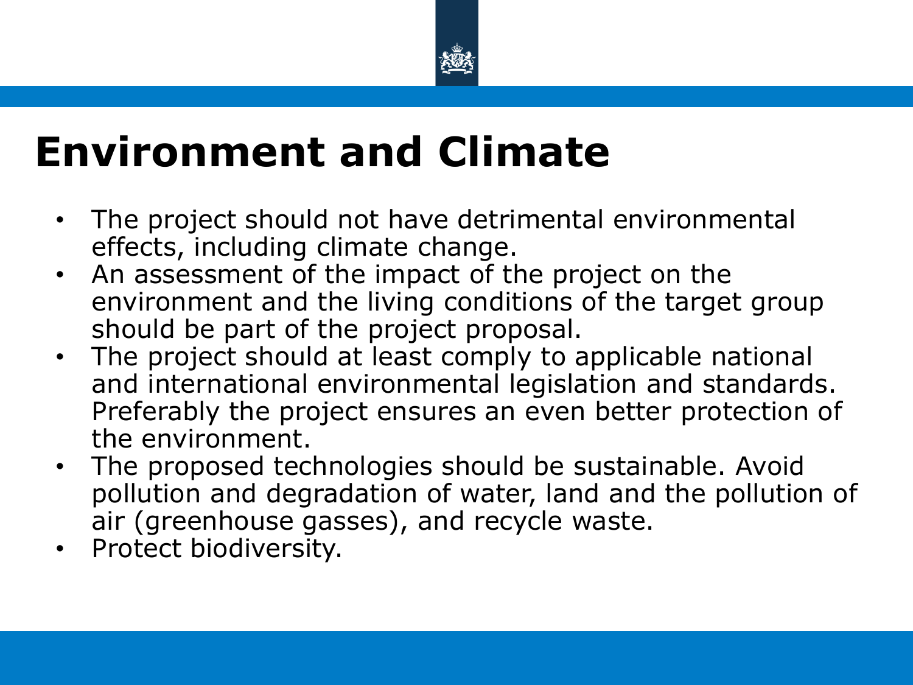# Environment and Climate

- The project should not have detrimental environmental effects, including climate change.
- An assessment of the impact of the project on the environment and the living conditions of the target group should be part of the project proposal.
- The project should at least comply to applicable national and international environmental legislation and standards. Preferably the project ensures an even better protection of the environment.
- The proposed technologies should be sustainable. Avoid pollution and degradation of water, land and the pollution of air (greenhouse gasses), and recycle waste.
- Protect biodiversity.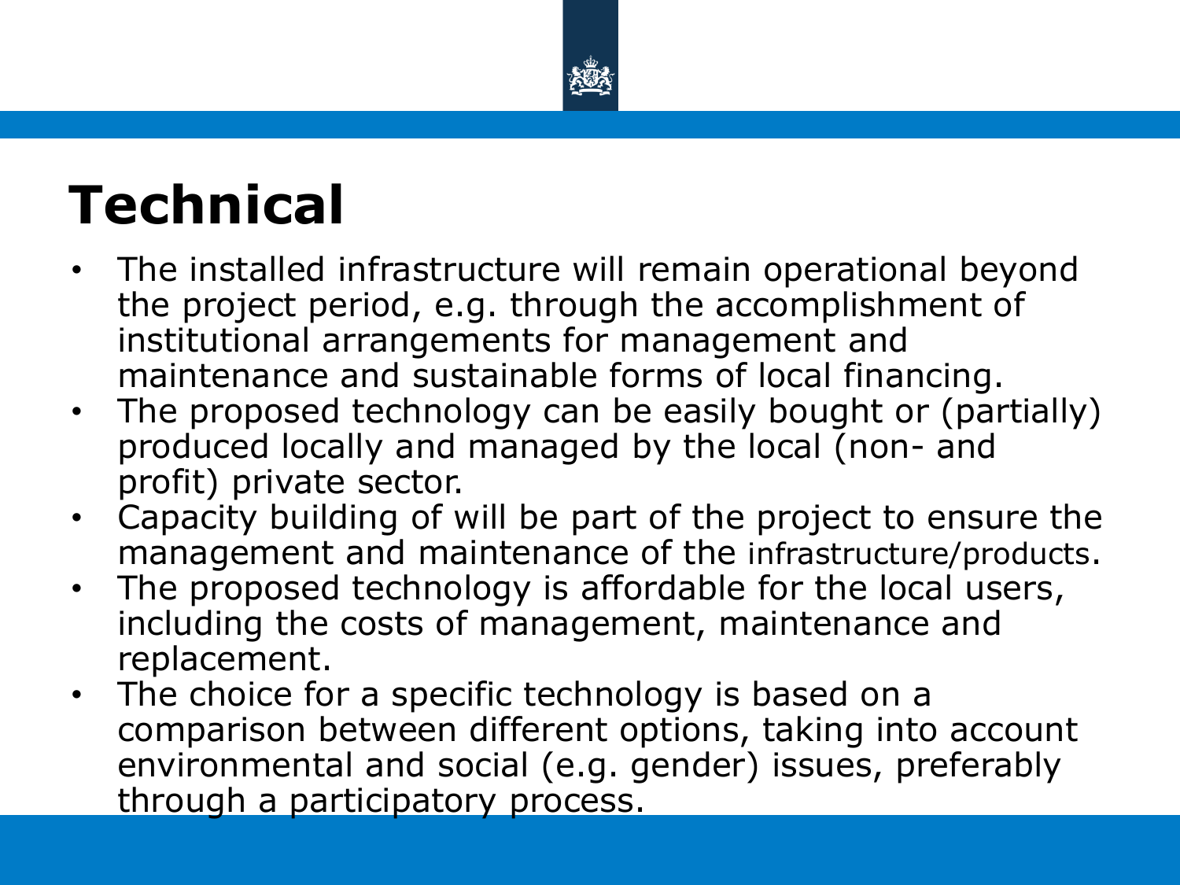# Technical

- The installed infrastructure will remain operational beyond the project period, e.g. through the accomplishment of institutional arrangements for management and maintenance and sustainable forms of local financing.
- The proposed technology can be easily bought or (partially) produced locally and managed by the local (non- and profit) private sector.
- Capacity building of will be part of the project to ensure the management and maintenance of the infrastructure/products.
- The proposed technology is affordable for the local users, including the costs of management, maintenance and replacement.
- The choice for a specific technology is based on a comparison between different options, taking into account environmental and social (e.g. gender) issues, preferably through a participatory process.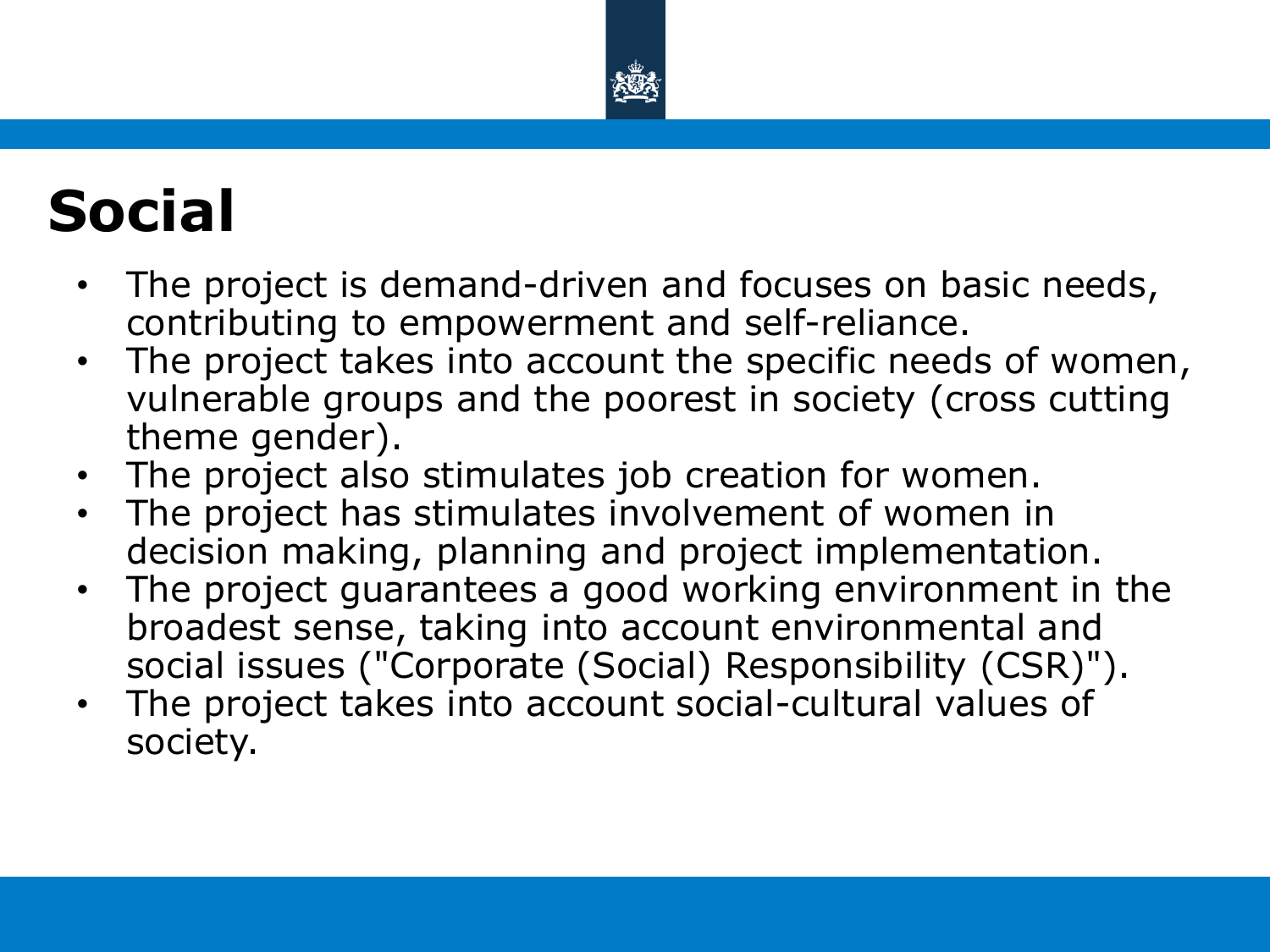# Social

- The project is demand-driven and focuses on basic needs, contributing to empowerment and self-reliance.
- The project takes into account the specific needs of women, vulnerable groups and the poorest in society (cross cutting theme gender).
- The project also stimulates job creation for women.
- The project has stimulates involvement of women in decision making, planning and project implementation.
- The project guarantees a good working environment in the broadest sense, taking into account environmental and social issues ("Corporate (Social) Responsibility (CSR)").
- The project takes into account social-cultural values of society.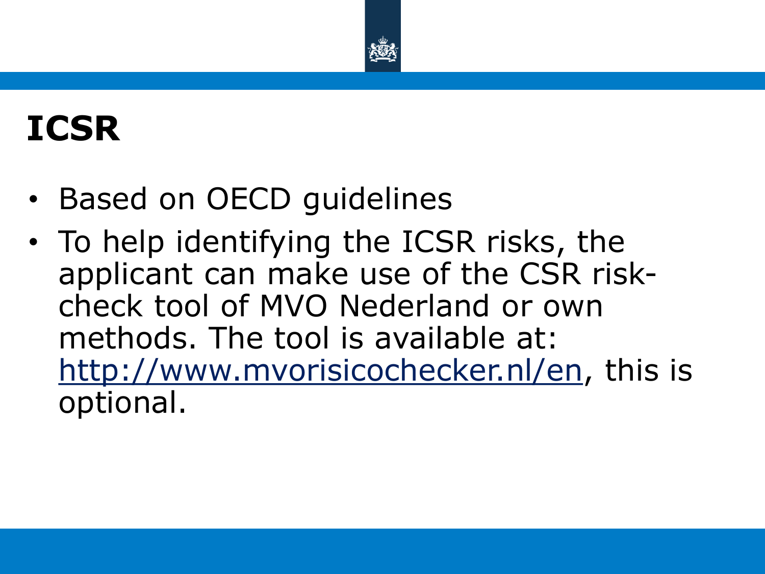# ICSR

- Based on OECD guidelines
- To help identifying the ICSR risks, the applicant can make use of the CSR risk-check tool of MVO Nederland or own methods. The tool is available at: [http://www.mvorisicochecker.nl/en](http://www.mvorisicochecker.nl/en), this is optional.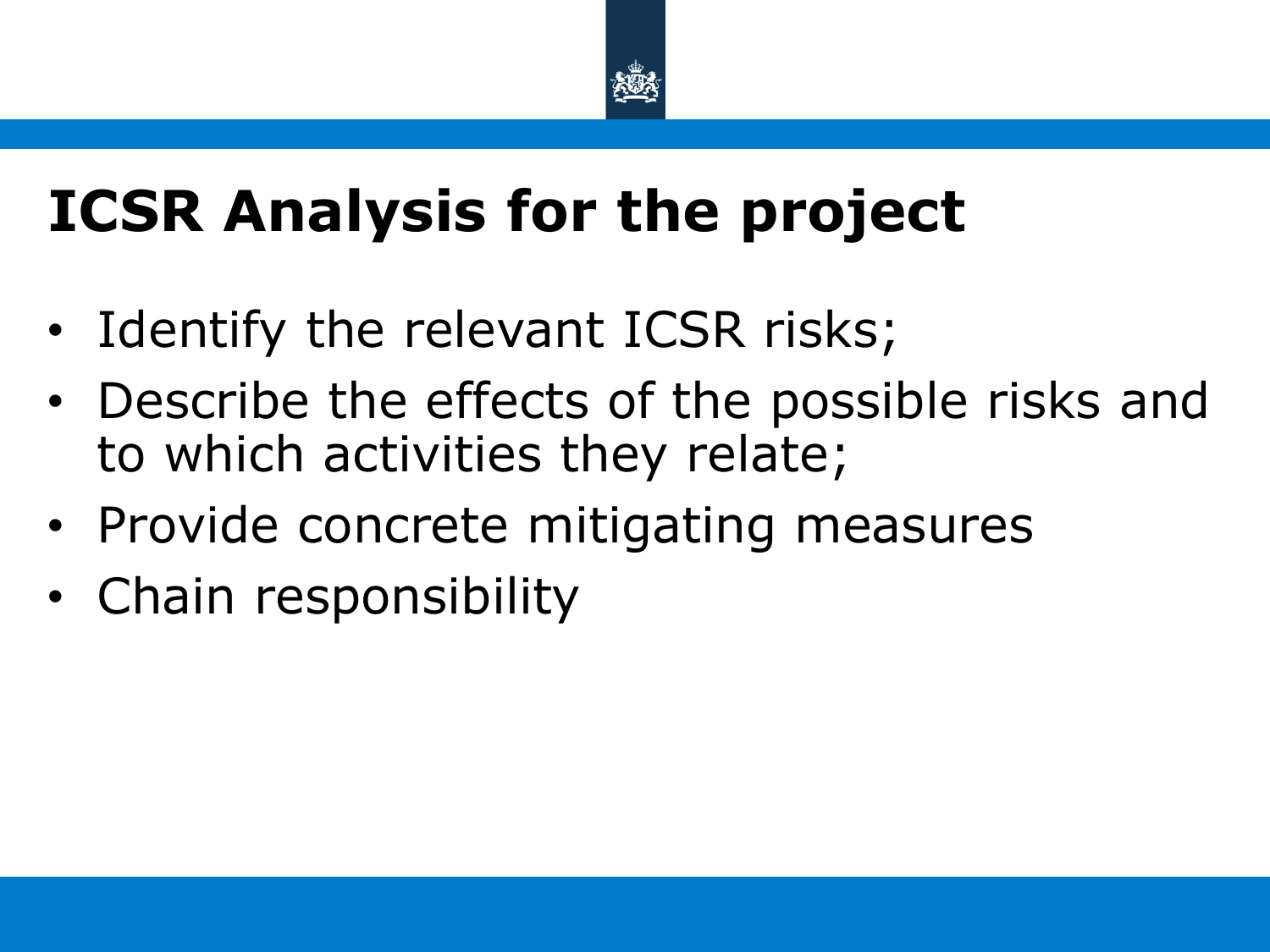# ICSR Analysis for the project

- Identify the relevant ICSR risks;
- Describe the effects of the possible risks and to which activities they relate;
- Provide concrete mitigating measures
- Chain responsibility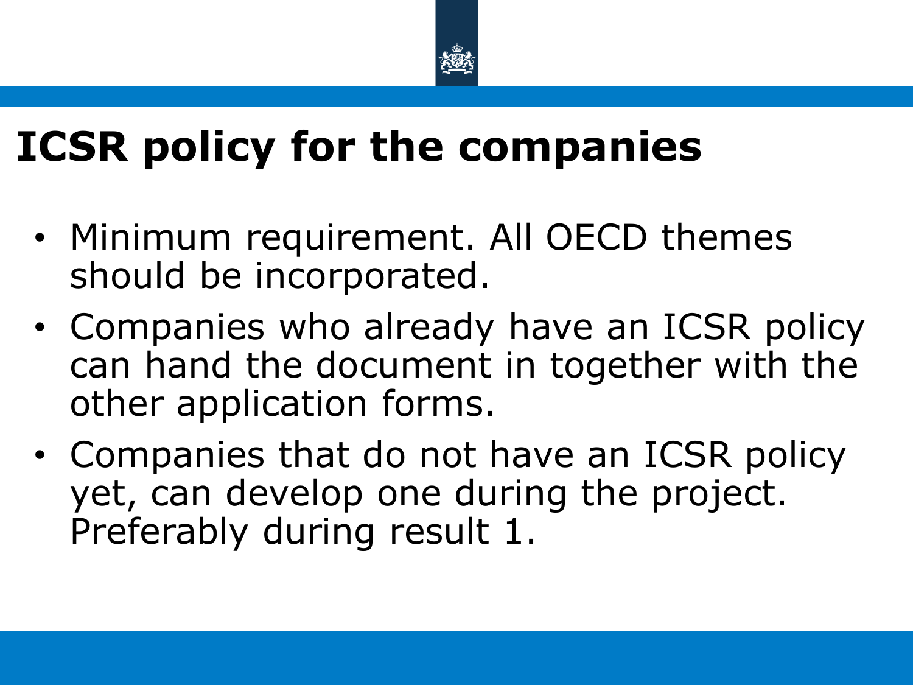# ICSR policy for the companies

- Minimum requirement. All OECD themes should be incorporated.
- Companies who already have an ICSR policy can hand the document in together with the other application forms.
- Companies that do not have an ICSR policy yet, can develop one during the project. Preferably during result 1.